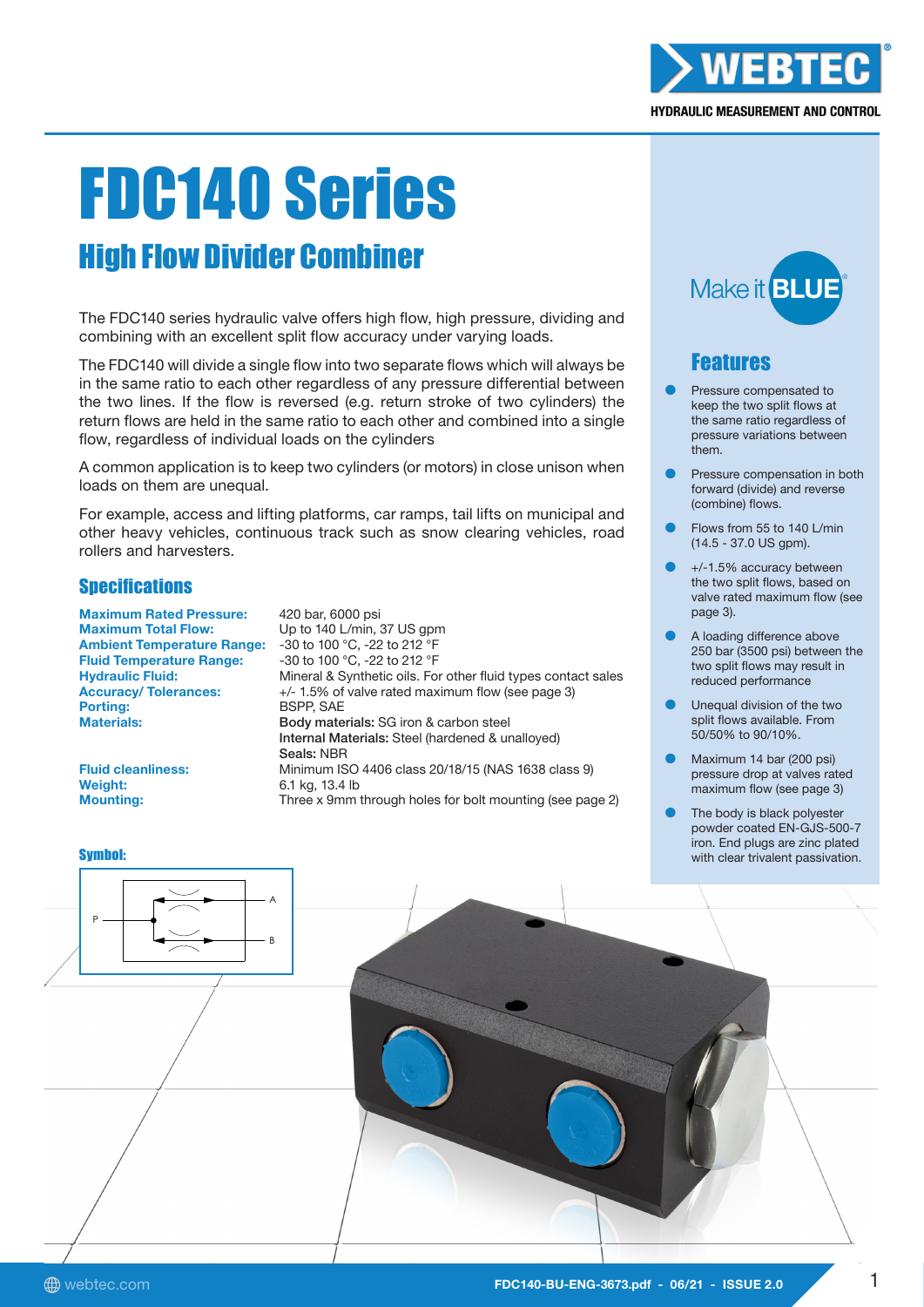# FDC140 Series

## High Flow Divider Combiner

The FDC140 series hydraulic valve offers high flow, high pressure, dividing and combining with an excellent split flow accuracy under varying loads.

The FDC140 will divide a single flow into two separate flows which will always be in the same ratio to each other regardless of any pressure differential between the two lines. If the flow is reversed (e.g. return stroke of two cylinders) the return flows are held in the same ratio to each other and combined into a single flow, regardless of individual loads on the cylinders

A common application is to keep two cylinders (or motors) in close unison when loads on them are unequal.

For example, access and lifting platforms, car ramps, tail lifts on municipal and other heavy vehicles, continuous track such as snow clearing vehicles, road rollers and harvesters.

### Specifications

| | |
|---|---|
| **Maximum Rated Pressure:** | 420 bar, 6000 psi |
| **Maximum Total Flow:** | Up to 140 L/min, 37 US gpm |
| **Ambient Temperature Range:** | -30 to 100 °C, -22 to 212 °F |
| **Fluid Temperature Range:** | -30 to 100 °C, -22 to 212 °F |
| **Hydraulic Fluid:** | Mineral & Synthetic oils. For other fluid types contact sales |
| **Accuracy/ Tolerances:** | +/- 1.5% of valve rated maximum flow (see page 3) |
| **Porting:** | BSPP, SAE |
| **Materials:** | **Body materials:** SG iron & carbon steel<br>**Internal Materials:** Steel (hardened & unalloyed)<br>**Seals:** NBR |
| **Fluid cleanliness:** | Minimum ISO 4406 class 20/18/15 (NAS 1638 class 9) |
| **Weight:** | 6.1 kg, 13.4 lb |
| **Mounting:** | Three x 9mm through holes for bolt mounting (see page 2) |

### Symbol:

P A B

### Features

- Pressure compensated to keep the two split flows at the same ratio regardless of pressure variations between them.
- Pressure compensation in both forward (divide) and reverse (combine) flows.
- Flows from 55 to 140 L/min (14.5 - 37.0 US gpm).
- +/-1.5% accuracy between the two split flows, based on valve rated maximum flow (see page 3).
- A loading difference above 250 bar (3500 psi) between the two split flows may result in reduced performance
- Unequal division of the two split flows available. From 50/50% to 90/10%.
- Maximum 14 bar (200 psi) pressure drop at valves rated maximum flow (see page 3)
- The body is black polyester powder coated EN-GJS-500-7 iron. End plugs are zinc plated with clear trivalent passivation.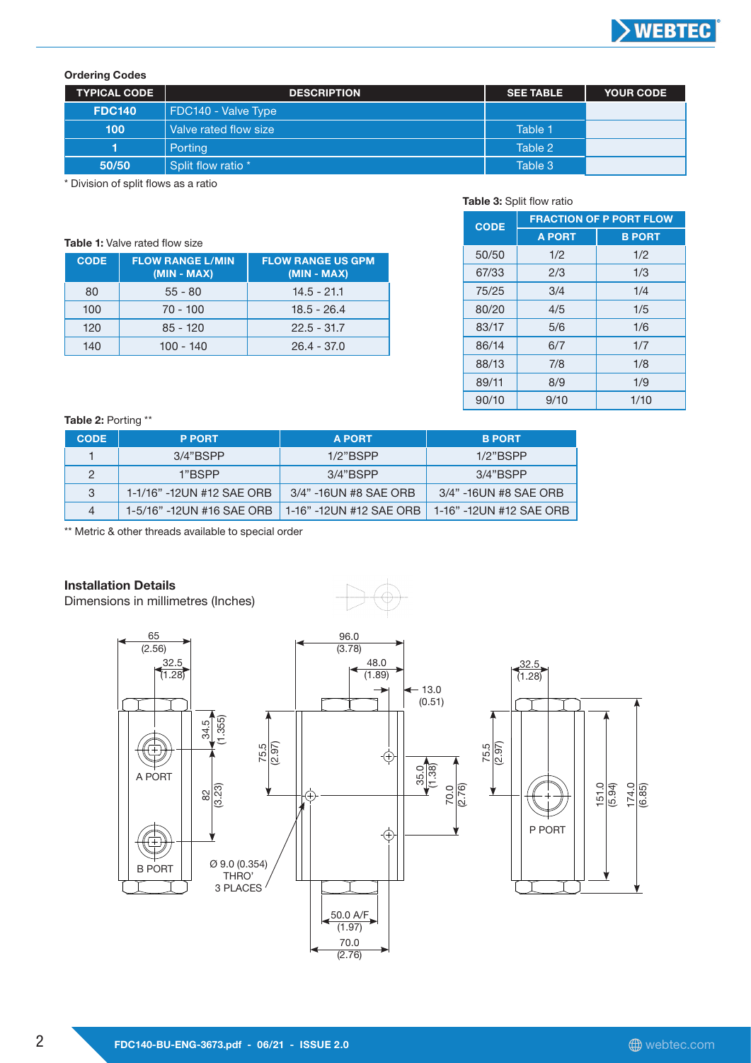### Ordering Codes

| TYPICAL CODE | DESCRIPTION | SEE TABLE | YOUR CODE |
|---|---|---|---|
| FDC140 | FDC140 - Valve Type | | |
| 100 | Valve rated flow size | Table 1 | |
| 1 | Porting | Table 2 | |
| 50/50 | Split flow ratio * | Table 3 | |

* Division of split flows as a ratio

**Table 1:** Valve rated flow size

| CODE | FLOW RANGE L/MIN (MIN - MAX) | FLOW RANGE US GPM (MIN - MAX) |
|---|---|---|
| 80 | 55 - 80 | 14.5 - 21.1 |
| 100 | 70 - 100 | 18.5 - 26.4 |
| 120 | 85 - 120 | 22.5 - 31.7 |
| 140 | 100 - 140 | 26.4 - 37.0 |

**Table 3:** Split flow ratio

| CODE | FRACTION OF P PORT FLOW | |
|---|---|---|
| | A PORT | B PORT |
| 50/50 | 1/2 | 1/2 |
| 67/33 | 2/3 | 1/3 |
| 75/25 | 3/4 | 1/4 |
| 80/20 | 4/5 | 1/5 |
| 83/17 | 5/6 | 1/6 |
| 86/14 | 6/7 | 1/7 |
| 88/13 | 7/8 | 1/8 |
| 89/11 | 8/9 | 1/9 |
| 90/10 | 9/10 | 1/10 |

**Table 2:** Porting **

| CODE | P PORT | A PORT | B PORT |
|---|---|---|---|
| 1 | 3/4"BSPP | 1/2"BSPP | 1/2"BSPP |
| 2 | 1"BSPP | 3/4"BSPP | 3/4"BSPP |
| 3 | 1-1/16" -12UN #12 SAE ORB | 3/4" -16UN #8 SAE ORB | 3/4" -16UN #8 SAE ORB |
| 4 | 1-5/16" -12UN #16 SAE ORB | 1-16" -12UN #12 SAE ORB | 1-16" -12UN #12 SAE ORB |

** Metric & other threads available to special order

### Installation Details

Dimensions in millimetres (Inches)

65 (2.56)
32.5 (1.28)
34.5 (1.355)
82 (3.23)
A PORT
B PORT
Ø 9.0 (0.354) THRO' 3 PLACES
96.0 (3.78)
48.0 (1.89)
13.0 (0.51)
75.5 (2.97)
35.0 (1.38)
70.0 (2.76)
50.0 A/F (1.97)
70.0 (2.76)
32.5 (1.28)
75.5 (2.97)
P PORT
151.0 (5.94)
174.0 (6.85)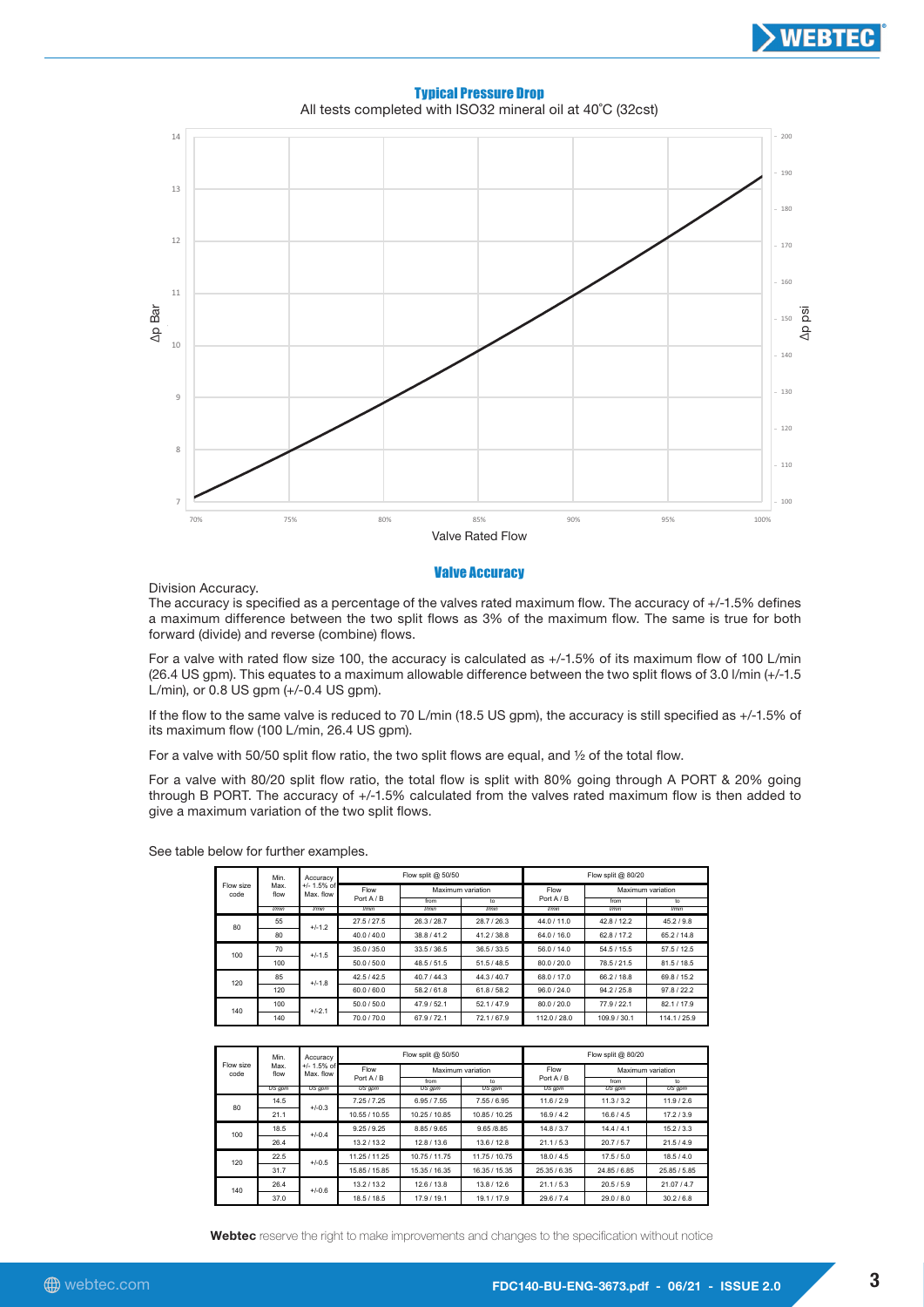## Typical Pressure Drop

All tests completed with ISO32 mineral oil at 40˚C (32cst)

Δp Bar

14
13
12
11
10
9
8
7

Δp psi

200
190
180
170
160
150
140
130
120
110
100

70%
75%
80%
85%
90%
95%
100%

Valve Rated Flow

## Valve Accuracy

Division Accuracy.

The accuracy is specified as a percentage of the valves rated maximum flow. The accuracy of +/-1.5% defines a maximum difference between the two split flows as 3% of the maximum flow. The same is true for both forward (divide) and reverse (combine) flows.

For a valve with rated flow size 100, the accuracy is calculated as +/-1.5% of its maximum flow of 100 L/min (26.4 US gpm). This equates to a maximum allowable difference between the two split flows of 3.0 l/min (+/-1.5 L/min), or 0.8 US gpm (+/-0.4 US gpm).

If the flow to the same valve is reduced to 70 L/min (18.5 US gpm), the accuracy is still specified as +/-1.5% of its maximum flow (100 L/min, 26.4 US gpm).

For a valve with 50/50 split flow ratio, the two split flows are equal, and ½ of the total flow.

For a valve with 80/20 split flow ratio, the total flow is split with 80% going through A PORT & 20% going through B PORT. The accuracy of +/-1.5% calculated from the valves rated maximum flow is then added to give a maximum variation of the two split flows.

See table below for further examples.

| Flow size code | Min. Max. flow | Accuracy +/- 1.5% of Max. flow | Flow split @ 50/50 | | | Flow split @ 80/20 | | |
|---|---|---|---|---|---|---|---|---|
| | | | Flow Port A / B | Maximum variation | | Flow Port A / B | Maximum variation | |
| | | | | from | to | | from | to |
| | l/min | l/min | l/min | l/min | l/min | l/min | l/min | l/min |
| 80 | 55 | +/-1.2 | 27.5 / 27.5 | 26.3 / 28.7 | 28.7 / 26.3 | 44.0 / 11.0 | 42.8 / 12.2 | 45.2 / 9.8 |
| | 80 | | 40.0 / 40.0 | 38.8 / 41.2 | 41.2 / 38.8 | 64.0 / 16.0 | 62.8 / 17.2 | 65.2 / 14.8 |
| 100 | 70 | +/-1.5 | 35.0 / 35.0 | 33.5 / 36.5 | 36.5 / 33.5 | 56.0 / 14.0 | 54.5 / 15.5 | 57.5 / 12.5 |
| | 100 | | 50.0 / 50.0 | 48.5 / 51.5 | 51.5 / 48.5 | 80.0 / 20.0 | 78.5 / 21.5 | 81.5 / 18.5 |
| 120 | 85 | +/-1.8 | 42.5 / 42.5 | 40.7 / 44.3 | 44.3 / 40.7 | 68.0 / 17.0 | 66.2 / 18.8 | 69.8 / 15.2 |
| | 120 | | 60.0 / 60.0 | 58.2 / 61.8 | 61.8 / 58.2 | 96.0 / 24.0 | 94.2 / 25.8 | 97.8 / 22.2 |
| 140 | 100 | +/-2.1 | 50.0 / 50.0 | 47.9 / 52.1 | 52.1 / 47.9 | 80.0 / 20.0 | 77.9 / 22.1 | 82.1 / 17.9 |
| | 140 | | 70.0 / 70.0 | 67.9 / 72.1 | 72.1 / 67.9 | 112.0 / 28.0 | 109.9 / 30.1 | 114.1 / 25.9 |

| Flow size code | Min. Max. flow | Accuracy +/- 1.5% of Max. flow | Flow split @ 50/50 | | | Flow split @ 80/20 | | |
|---|---|---|---|---|---|---|---|---|
| | | | Flow Port A / B | Maximum variation | | Flow Port A / B | Maximum variation | |
| | | | | from | to | | from | to |
| | US gpm | US gpm | US gpm | US gpm | US gpm | US gpm | US gpm | US gpm |
| 80 | 14.5 | +/-0.3 | 7.25 / 7.25 | 6.95 / 7.55 | 7.55 / 6.95 | 11.6 / 2.9 | 11.3 / 3.2 | 11.9 / 2.6 |
| | 21.1 | | 10.55 / 10.55 | 10.25 / 10.85 | 10.85 / 10.25 | 16.9 / 4.2 | 16.6 / 4.5 | 17.2 / 3.9 |
| 100 | 18.5 | +/-0.4 | 9.25 / 9.25 | 8.85 / 9.65 | 9.65 /8.85 | 14.8 / 3.7 | 14.4 / 4.1 | 15.2 / 3.3 |
| | 26.4 | | 13.2 / 13.2 | 12.8 / 13.6 | 13.6 / 12.8 | 21.1 / 5.3 | 20.7 / 5.7 | 21.5 / 4.9 |
| 120 | 22.5 | +/-0.5 | 11.25 / 11.25 | 10.75 / 11.75 | 11.75 / 10.75 | 18.0 / 4.5 | 17.5 / 5.0 | 18.5 / 4.0 |
| | 31.7 | | 15.85 / 15.85 | 15.35 / 16.35 | 16.35 / 15.35 | 25.35 / 6.35 | 24.85 / 6.85 | 25.85 / 5.85 |
| 140 | 26.4 | +/-0.6 | 13.2 / 13.2 | 12.6 / 13.8 | 13.8 / 12.6 | 21.1 / 5.3 | 20.5 / 5.9 | 21.07 / 4.7 |
| | 37.0 | | 18.5 / 18.5 | 17.9 / 19.1 | 19.1 / 17.9 | 29.6 / 7.4 | 29.0 / 8.0 | 30.2 / 6.8 |

**Webtec** reserve the right to make improvements and changes to the specification without notice